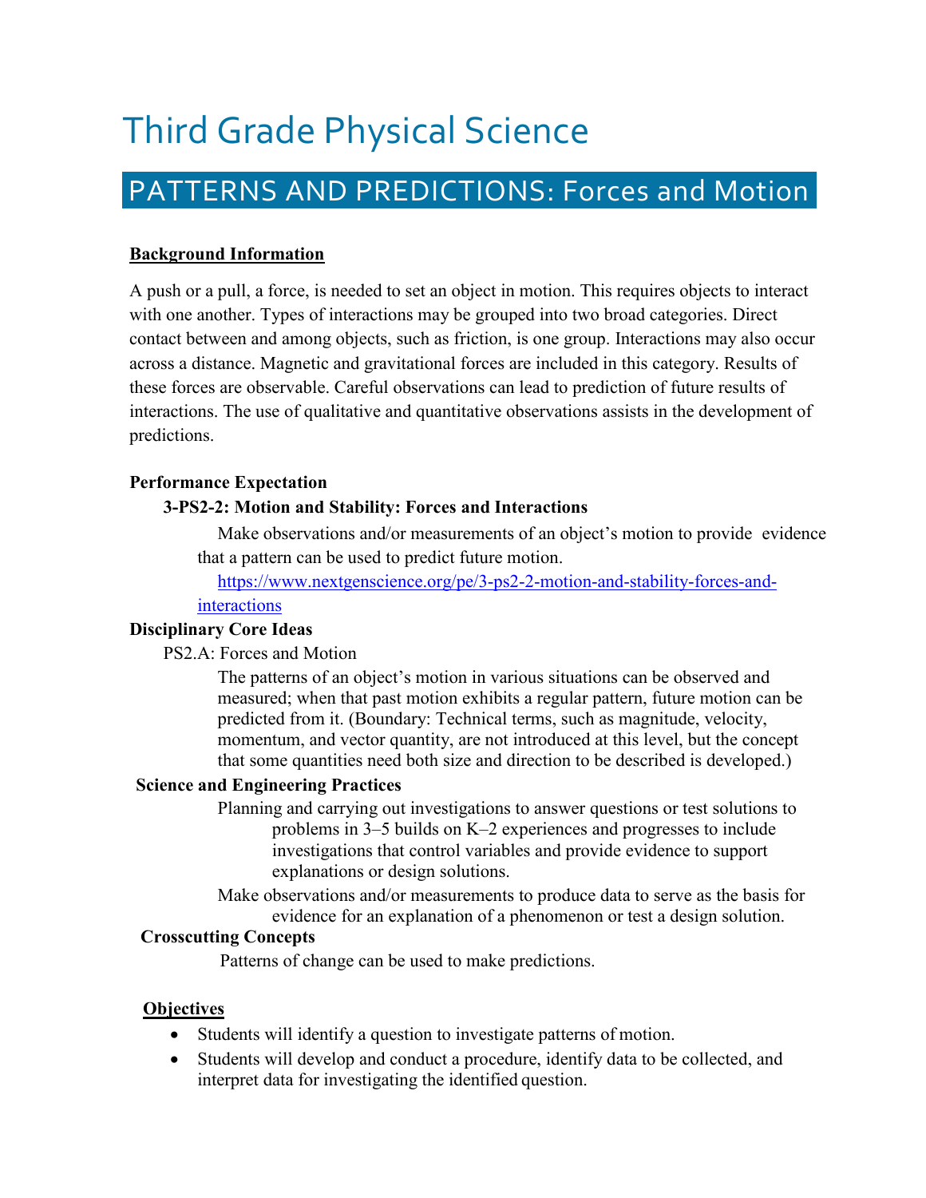# Third Grade Physical Science

## PATTERNS AND PREDICTIONS: Forces and Motion

**Background Information**

A push or a pull, a force, is needed to set an object in motion. This requires objects to interact with one another. Types of interactions may be grouped into two broad categories. Direct contact between and among objects, such as friction, is one group. Interactions may also occur across a distance. Magnetic and gravitational forces are included in this category. Results of these forces are observable. Careful observations can lead to prediction of future results of interactions. The use of qualitative and quantitative observations assists in the development of predictions.

**Performance Expectation**

**3-PS2-2: Motion and Stability: Forces and Interactions**

Make observations and/or measurements of an object's motion to provide evidence that a pattern can be used to predict future motion.

[https://www.nextgenscience.org/pe/3-ps2-2-motion-and-stability-forces-and-interactions](https://www.nextgenscience.org/pe/3-ps2-2-motion-and-stability-forces-and-interactions)

**Disciplinary Core Ideas**

PS2.A: Forces and Motion

The patterns of an object's motion in various situations can be observed and measured; when that past motion exhibits a regular pattern, future motion can be predicted from it. (Boundary: Technical terms, such as magnitude, velocity, momentum, and vector quantity, are not introduced at this level, but the concept that some quantities need both size and direction to be described is developed.)

**Science and Engineering Practices**

Planning and carrying out investigations to answer questions or test solutions to problems in 3–5 builds on K–2 experiences and progresses to include investigations that control variables and provide evidence to support explanations or design solutions.

Make observations and/or measurements to produce data to serve as the basis for evidence for an explanation of a phenomenon or test a design solution.

**Crosscutting Concepts**

Patterns of change can be used to make predictions.

**Objectives**

- Students will identify a question to investigate patterns of motion.
- Students will develop and conduct a procedure, identify data to be collected, and interpret data for investigating the identified question.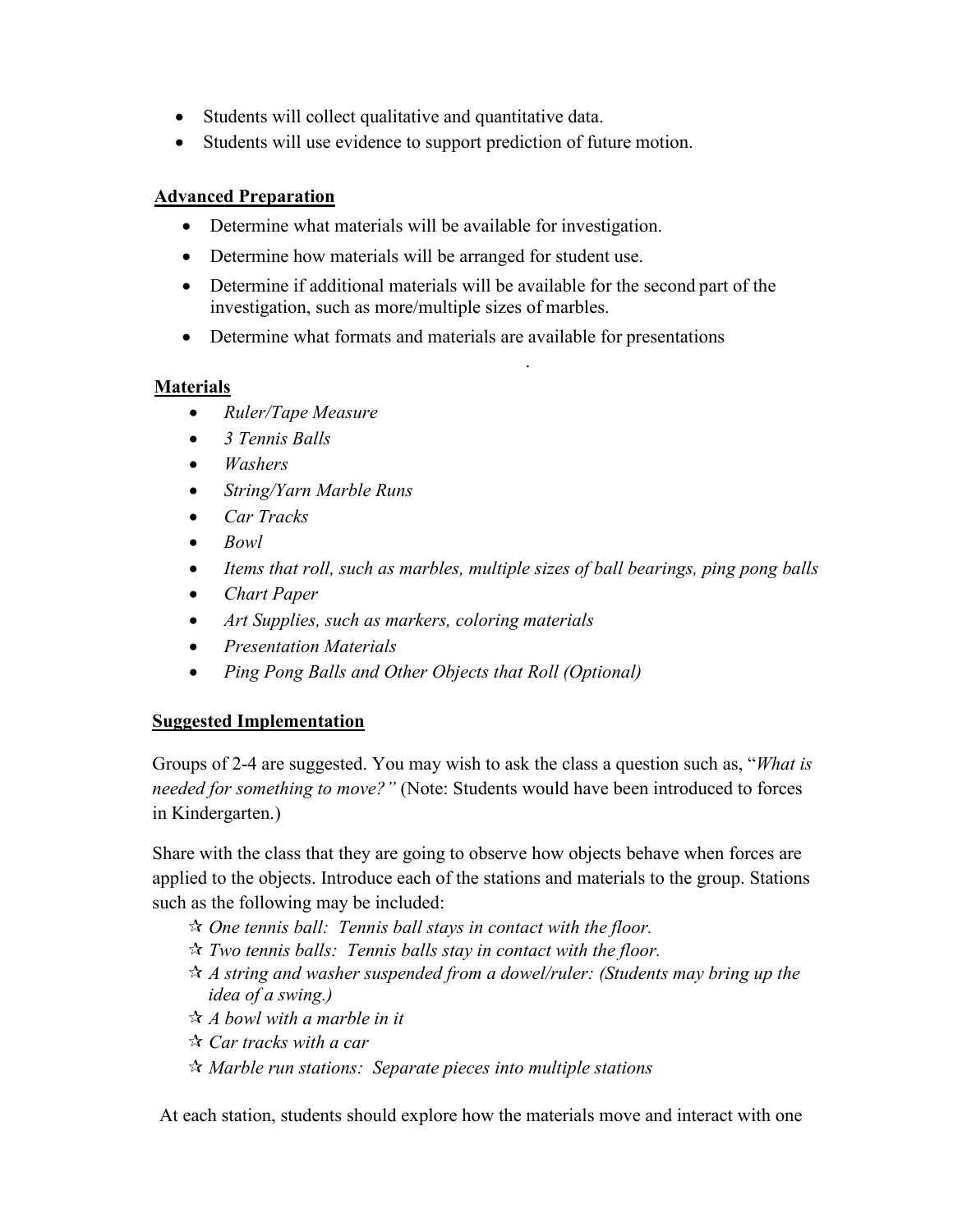- Students will collect qualitative and quantitative data.
- Students will use evidence to support prediction of future motion.

## Advanced Preparation

- Determine what materials will be available for investigation.
- Determine how materials will be arranged for student use.
- Determine if additional materials will be available for the second part of the investigation, such as more/multiple sizes of marbles.
- Determine what formats and materials are available for presentations

.

## Materials

- *Ruler/Tape Measure*
- *3 Tennis Balls*
- *Washers*
- *String/Yarn Marble Runs*
- *Car Tracks*
- *Bowl*
- *Items that roll, such as marbles, multiple sizes of ball bearings, ping pong balls*
- *Chart Paper*
- *Art Supplies, such as markers, coloring materials*
- *Presentation Materials*
- *Ping Pong Balls and Other Objects that Roll (Optional)*

## Suggested Implementation

Groups of 2-4 are suggested. You may wish to ask the class a question such as, "*What is needed for something to move?"* (Note: Students would have been introduced to forces in Kindergarten.)

Share with the class that they are going to observe how objects behave when forces are applied to the objects. Introduce each of the stations and materials to the group. Stations such as the following may be included:

- ☆ *One tennis ball: Tennis ball stays in contact with the floor.*
- ☆ *Two tennis balls: Tennis balls stay in contact with the floor.*
- ☆ *A string and washer suspended from a dowel/ruler: (Students may bring up the idea of a swing.)*
- ☆ *A bowl with a marble in it*
- ☆ *Car tracks with a car*
- ☆ *Marble run stations: Separate pieces into multiple stations*

At each station, students should explore how the materials move and interact with one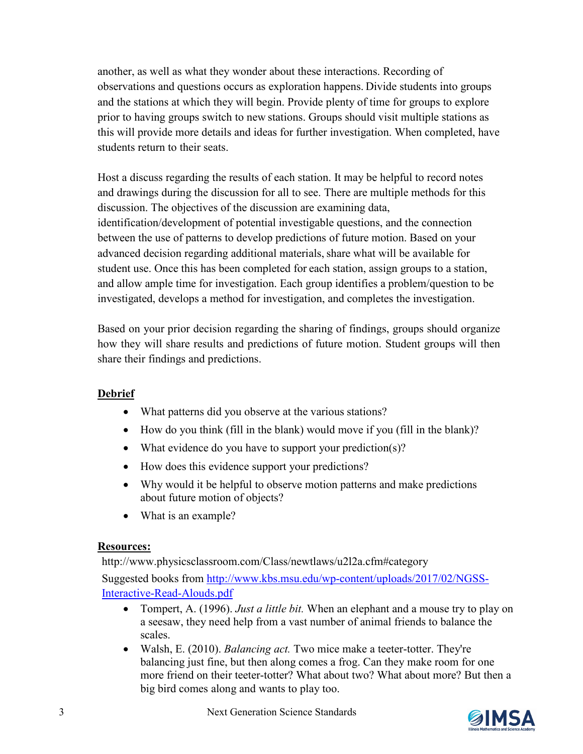another, as well as what they wonder about these interactions. Recording of observations and questions occurs as exploration happens. Divide students into groups and the stations at which they will begin. Provide plenty of time for groups to explore prior to having groups switch to new stations. Groups should visit multiple stations as this will provide more details and ideas for further investigation. When completed, have students return to their seats.

Host a discuss regarding the results of each station. It may be helpful to record notes and drawings during the discussion for all to see. There are multiple methods for this discussion. The objectives of the discussion are examining data, identification/development of potential investigable questions, and the connection between the use of patterns to develop predictions of future motion. Based on your advanced decision regarding additional materials, share what will be available for student use. Once this has been completed for each station, assign groups to a station, and allow ample time for investigation. Each group identifies a problem/question to be investigated, develops a method for investigation, and completes the investigation.

Based on your prior decision regarding the sharing of findings, groups should organize how they will share results and predictions of future motion. Student groups will then share their findings and predictions.

**Debrief**

- What patterns did you observe at the various stations?
- How do you think (fill in the blank) would move if you (fill in the blank)?
- What evidence do you have to support your prediction(s)?
- How does this evidence support your predictions?
- Why would it be helpful to observe motion patterns and make predictions about future motion of objects?
- What is an example?

**Resources:**

http://www.physicsclassroom.com/Class/newtlaws/u2l2a.cfm#category

Suggested books from http://www.kbs.msu.edu/wp-content/uploads/2017/02/NGSS-Interactive-Read-Alouds.pdf

- Tompert, A. (1996). *Just a little bit.* When an elephant and a mouse try to play on a seesaw, they need help from a vast number of animal friends to balance the scales.
- Walsh, E. (2010). *Balancing act.* Two mice make a teeter-totter. They're balancing just fine, but then along comes a frog. Can they make room for one more friend on their teeter-totter? What about two? What about more? But then a big bird comes along and wants to play too.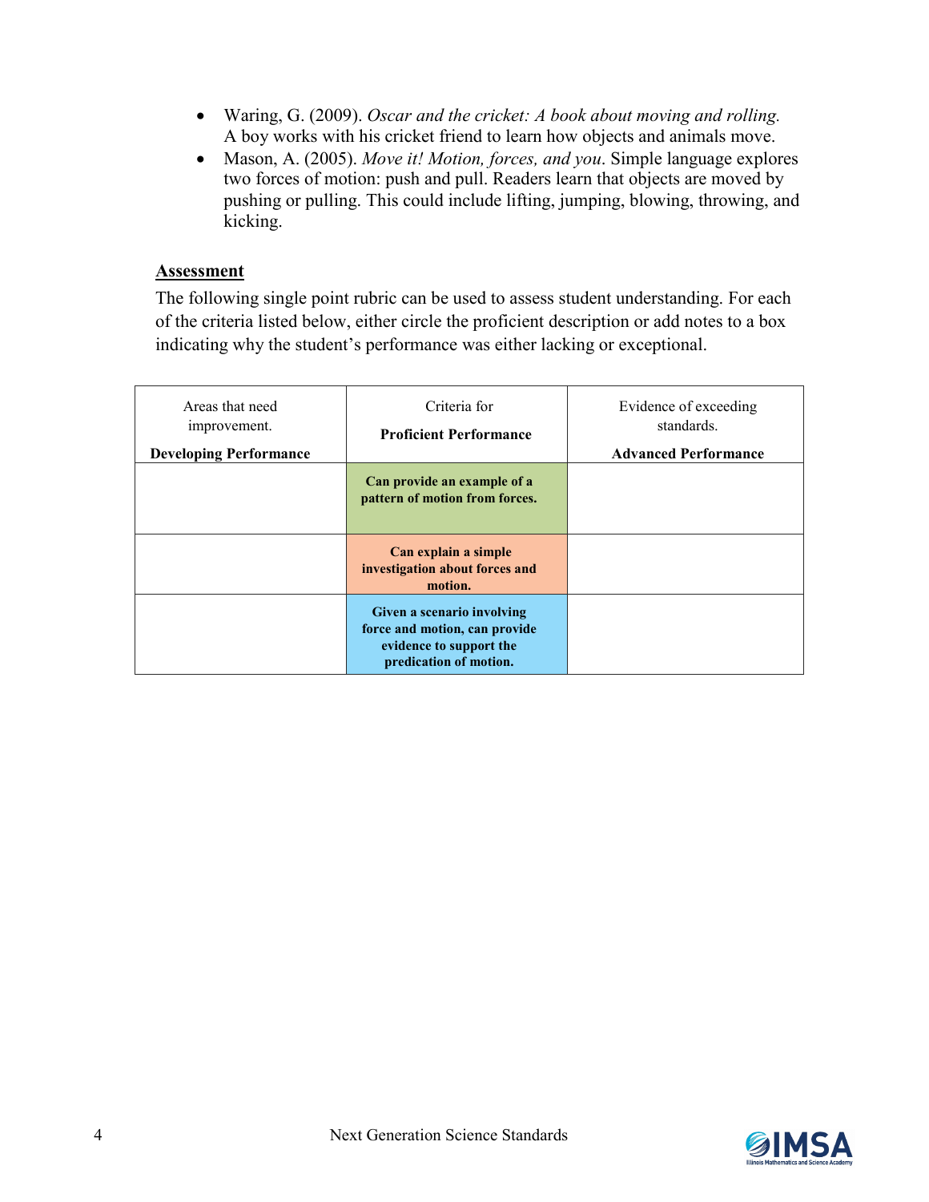- Waring, G. (2009). *Oscar and the cricket: A book about moving and rolling.* A boy works with his cricket friend to learn how objects and animals move.
- Mason, A. (2005). *Move it! Motion, forces, and you*. Simple language explores two forces of motion: push and pull. Readers learn that objects are moved by pushing or pulling. This could include lifting, jumping, blowing, throwing, and kicking.

## Assessment

The following single point rubric can be used to assess student understanding. For each of the criteria listed below, either circle the proficient description or add notes to a box indicating why the student's performance was either lacking or exceptional.

| Areas that need improvement. **Developing Performance** | Criteria for **Proficient Performance** | Evidence of exceeding standards. **Advanced Performance** |
|---|---|---|
| | **Can provide an example of a pattern of motion from forces.** | |
| | **Can explain a simple investigation about forces and motion.** | |
| | **Given a scenario involving force and motion, can provide evidence to support the predication of motion.** | |